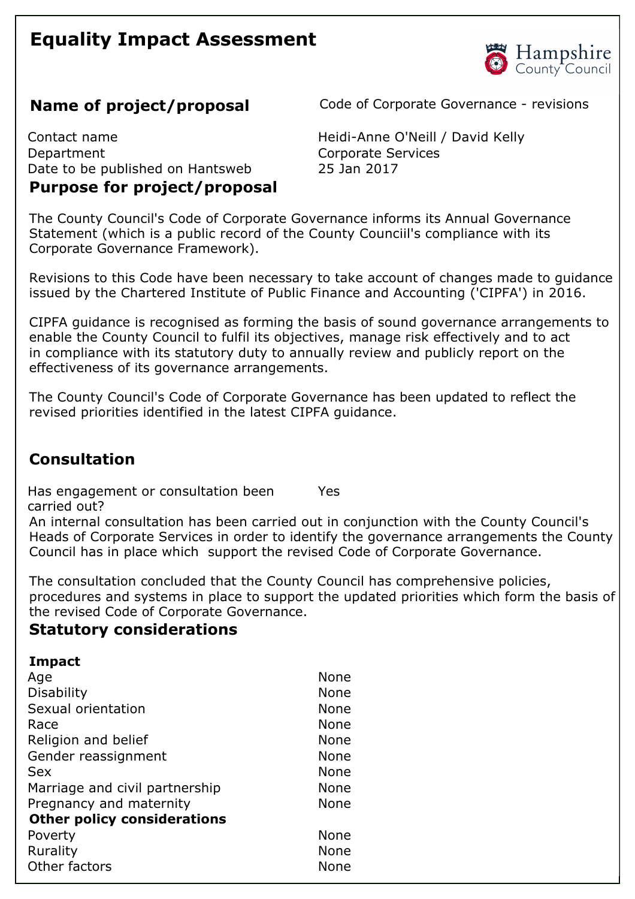# Equality Impact Assessment

Hampshire County Council

## Name of project/proposal

Code of Corporate Governance - revisions

| | |
|---|---|
| Contact name | Heidi-Anne O'Neill / David Kelly |
| Department | Corporate Services |
| Date to be published on Hantsweb | 25 Jan 2017 |

## Purpose for project/proposal

The County Council's Code of Corporate Governance informs its Annual Governance Statement (which is a public record of the County Counciil's compliance with its Corporate Governance Framework).

Revisions to this Code have been necessary to take account of changes made to guidance issued by the Chartered Institute of Public Finance and Accounting ('CIPFA') in 2016.

CIPFA guidance is recognised as forming the basis of sound governance arrangements to enable the County Council to fulfil its objectives, manage risk effectively and to act in compliance with its statutory duty to annually review and publicly report on the effectiveness of its governance arrangements.

The County Council's Code of Corporate Governance has been updated to reflect the revised priorities identified in the latest CIPFA guidance.

## Consultation

Has engagement or consultation been carried out? Yes

An internal consultation has been carried out in conjunction with the County Council's Heads of Corporate Services in order to identify the governance arrangements the County Council has in place which support the revised Code of Corporate Governance.

The consultation concluded that the County Council has comprehensive policies, procedures and systems in place to support the updated priorities which form the basis of the revised Code of Corporate Governance.

## Statutory considerations

| **Impact** | |
|---|---|
| Age | None |
| Disability | None |
| Sexual orientation | None |
| Race | None |
| Religion and belief | None |
| Gender reassignment | None |
| Sex | None |
| Marriage and civil partnership | None |
| Pregnancy and maternity | None |
| **Other policy considerations** | |
| Poverty | None |
| Rurality | None |
| Other factors | None |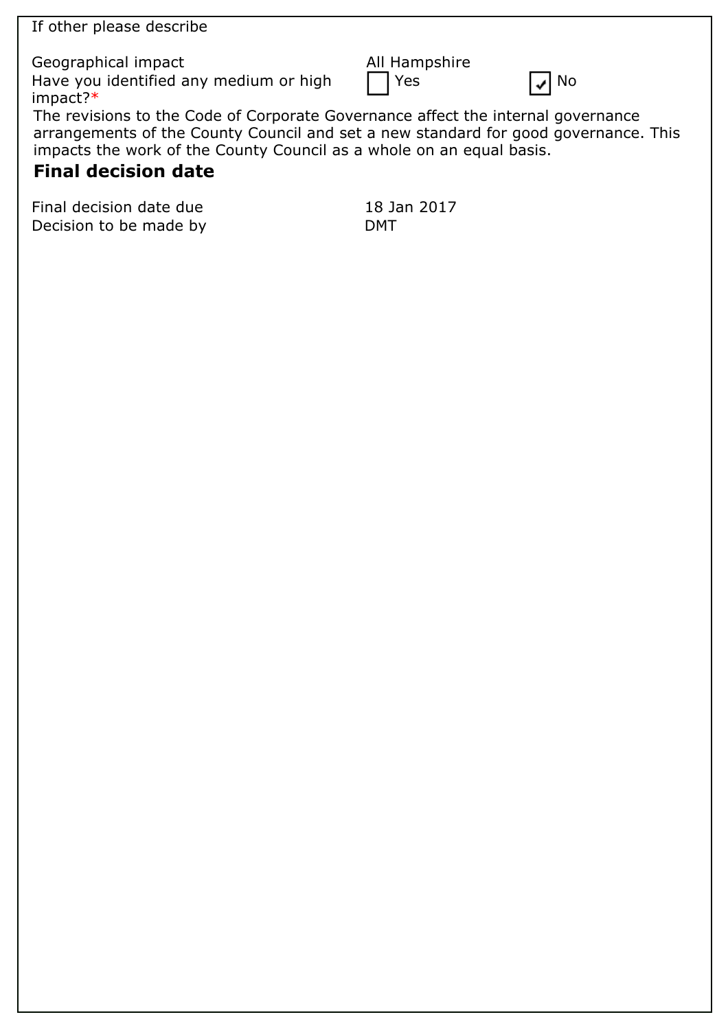If other please describe

Geographical impact: All Hampshire

Have you identified any medium or high impact?*  ☐ Yes  ☑ No

The revisions to the Code of Corporate Governance affect the internal governance arrangements of the County Council and set a new standard for good governance. This impacts the work of the County Council as a whole on an equal basis.

## Final decision date

| | |
|---|---|
| Final decision date due | 18 Jan 2017 |
| Decision to be made by | DMT |